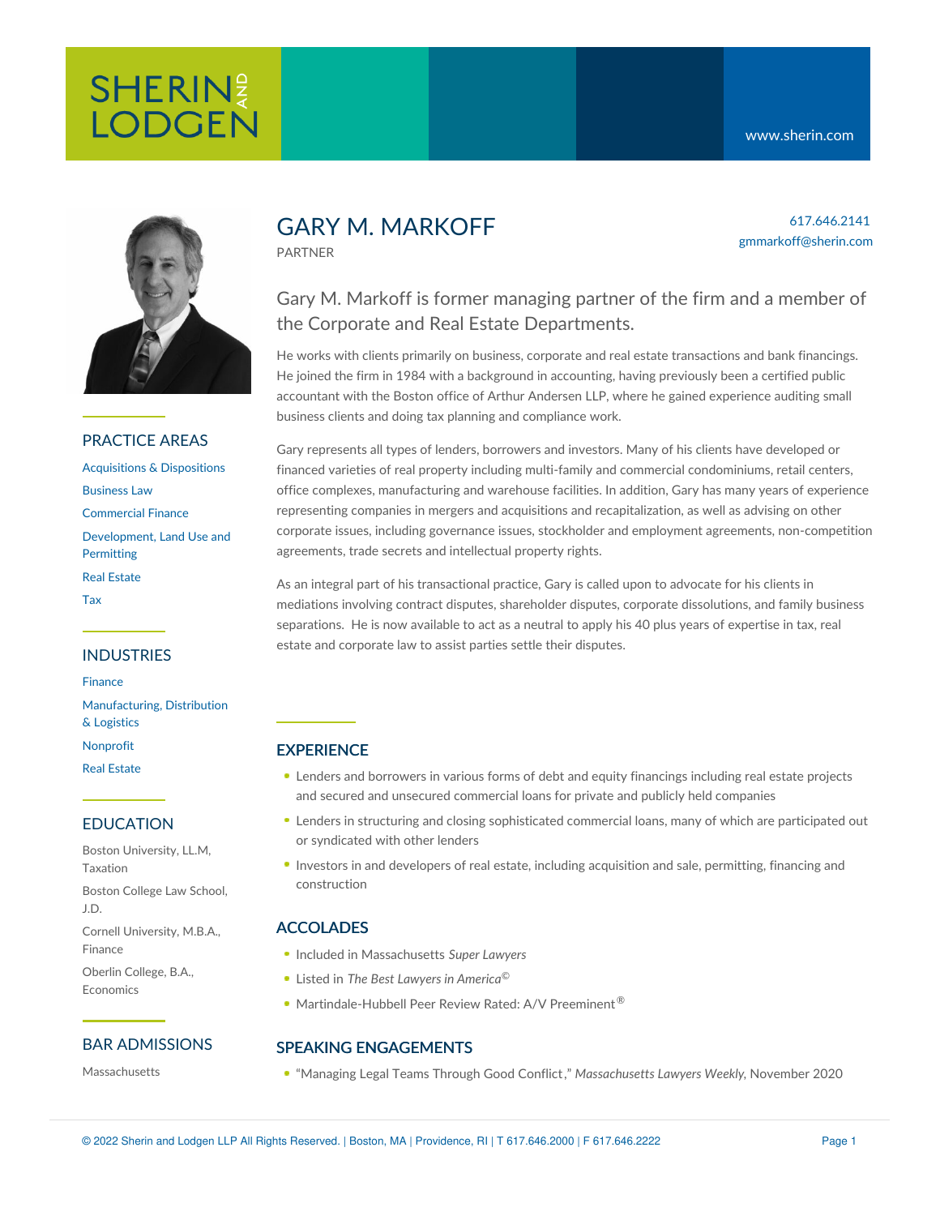SHERIN AND LODGEN

www.sherin.com

# GARY M. MARKOFF

PARTNER

617.646.2141
gmmarkoff@sherin.com

Gary M. Markoff is former managing partner of the firm and a member of the Corporate and Real Estate Departments.

He works with clients primarily on business, corporate and real estate transactions and bank financings. He joined the firm in 1984 with a background in accounting, having previously been a certified public accountant with the Boston office of Arthur Andersen LLP, where he gained experience auditing small business clients and doing tax planning and compliance work.

Gary represents all types of lenders, borrowers and investors. Many of his clients have developed or financed varieties of real property including multi-family and commercial condominiums, retail centers, office complexes, manufacturing and warehouse facilities. In addition, Gary has many years of experience representing companies in mergers and acquisitions and recapitalization, as well as advising on other corporate issues, including governance issues, stockholder and employment agreements, non-competition agreements, trade secrets and intellectual property rights.

As an integral part of his transactional practice, Gary is called upon to advocate for his clients in mediations involving contract disputes, shareholder disputes, corporate dissolutions, and family business separations. He is now available to act as a neutral to apply his 40 plus years of expertise in tax, real estate and corporate law to assist parties settle their disputes.

## PRACTICE AREAS

- Acquisitions & Dispositions
- Business Law
- Commercial Finance
- Development, Land Use and Permitting
- Real Estate
- Tax

## INDUSTRIES

- Finance
- Manufacturing, Distribution & Logistics
- Nonprofit
- Real Estate

## EDUCATION

Boston University, LL.M, Taxation

Boston College Law School, J.D.

Cornell University, M.B.A., Finance

Oberlin College, B.A., Economics

## BAR ADMISSIONS

Massachusetts

## EXPERIENCE

- Lenders and borrowers in various forms of debt and equity financings including real estate projects and secured and unsecured commercial loans for private and publicly held companies
- Lenders in structuring and closing sophisticated commercial loans, many of which are participated out or syndicated with other lenders
- Investors in and developers of real estate, including acquisition and sale, permitting, financing and construction

## ACCOLADES

- Included in Massachusetts *Super Lawyers*
- Listed in *The Best Lawyers in America*©
- Martindale-Hubbell Peer Review Rated: A/V Preeminent®

## SPEAKING ENGAGEMENTS

- "Managing Legal Teams Through Good Conflict," *Massachusetts Lawyers Weekly*, November 2020

© 2022 Sherin and Lodgen LLP All Rights Reserved. | Boston, MA | Providence, RI | T 617.646.2000 | F 617.646.2222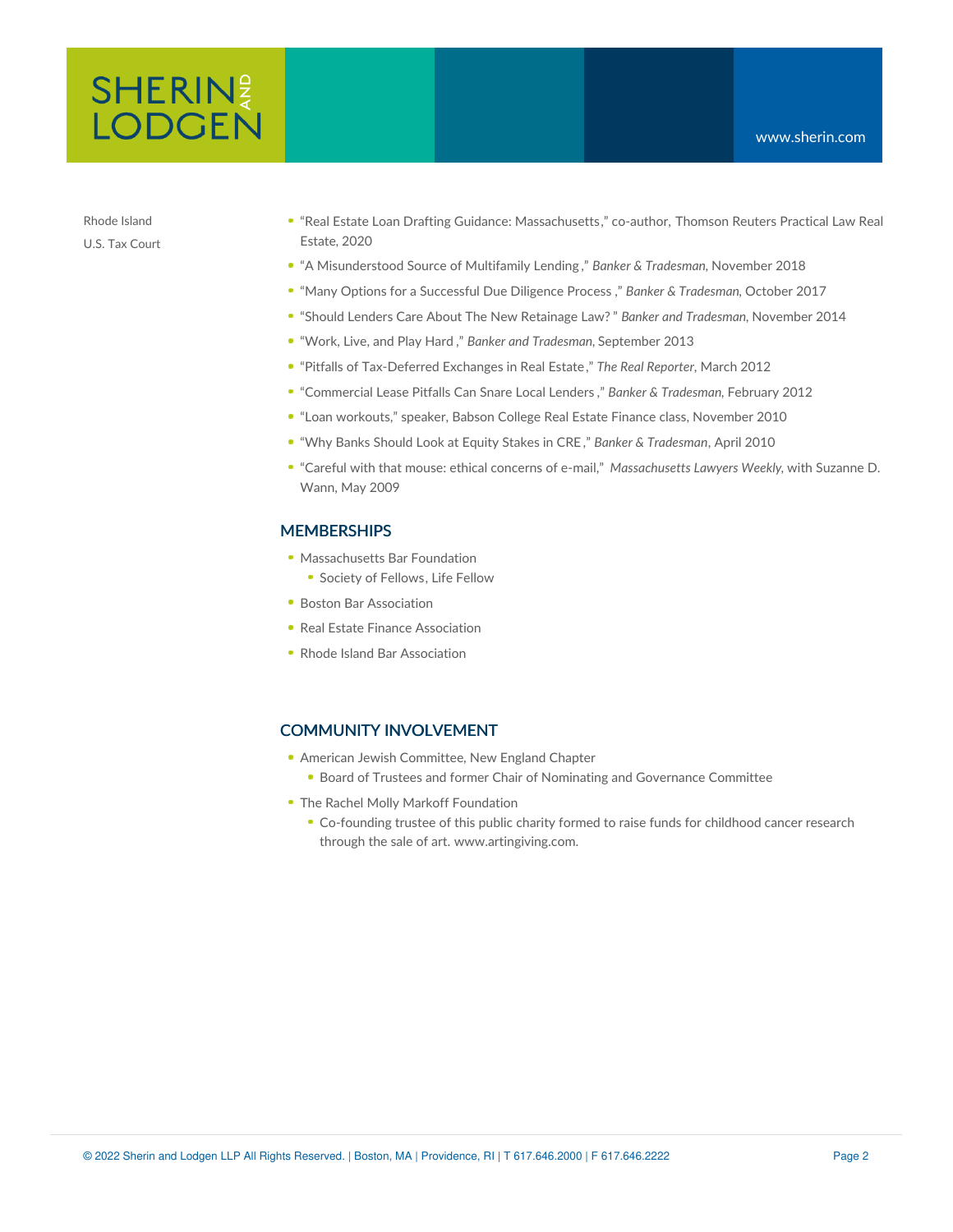Rhode Island

U.S. Tax Court

- "Real Estate Loan Drafting Guidance: Massachusetts," co-author, Thomson Reuters Practical Law Real Estate, 2020
- "A Misunderstood Source of Multifamily Lending," *Banker & Tradesman*, November 2018
- "Many Options for a Successful Due Diligence Process," *Banker & Tradesman*, October 2017
- "Should Lenders Care About The New Retainage Law?" *Banker and Tradesman*, November 2014
- "Work, Live, and Play Hard," *Banker and Tradesman*, September 2013
- "Pitfalls of Tax-Deferred Exchanges in Real Estate," *The Real Reporter*, March 2012
- "Commercial Lease Pitfalls Can Snare Local Lenders," *Banker & Tradesman*, February 2012
- "Loan workouts," speaker, Babson College Real Estate Finance class, November 2010
- "Why Banks Should Look at Equity Stakes in CRE," *Banker & Tradesman*, April 2010
- "Careful with that mouse: ethical concerns of e-mail," *Massachusetts Lawyers Weekly*, with Suzanne D. Wann, May 2009

## MEMBERSHIPS

- Massachusetts Bar Foundation
  - Society of Fellows, Life Fellow
- Boston Bar Association
- Real Estate Finance Association
- Rhode Island Bar Association

## COMMUNITY INVOLVEMENT

- American Jewish Committee, New England Chapter
  - Board of Trustees and former Chair of Nominating and Governance Committee
- The Rachel Molly Markoff Foundation
  - Co-founding trustee of this public charity formed to raise funds for childhood cancer research through the sale of art. www.artingiving.com.